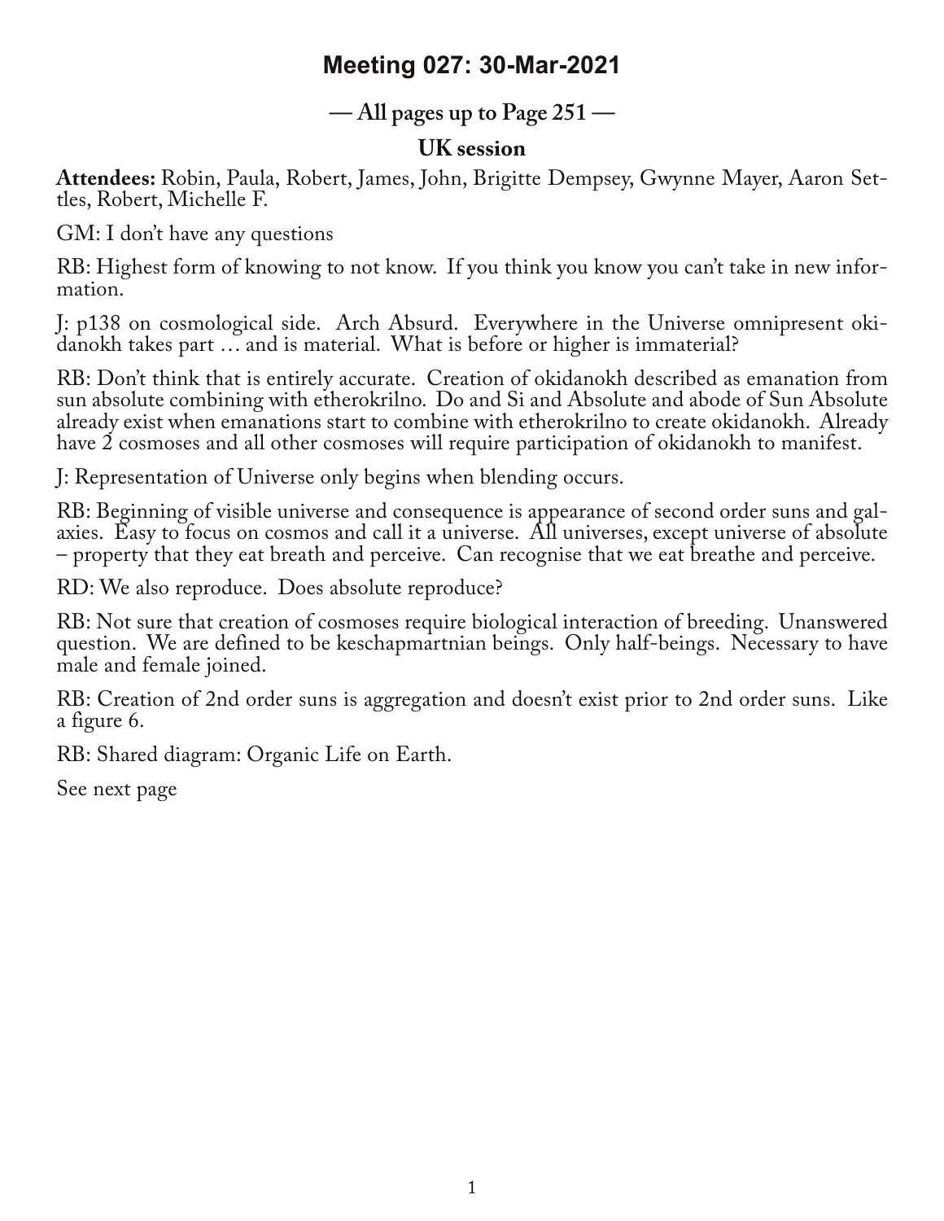# Meeting 027: 30-Mar-2021

### — All pages up to Page 251 —

### UK session

**Attendees:** Robin, Paula, Robert, James, John, Brigitte Dempsey, Gwynne Mayer, Aaron Settles, Robert, Michelle F.

GM: I don't have any questions

RB: Highest form of knowing to not know. If you think you know you can't take in new information.

J: p138 on cosmological side. Arch Absurd. Everywhere in the Universe omnipresent okidanokh takes part … and is material. What is before or higher is immaterial?

RB: Don't think that is entirely accurate. Creation of okidanokh described as emanation from sun absolute combining with etherokrilno. Do and Si and Absolute and abode of Sun Absolute already exist when emanations start to combine with etherokrilno to create okidanokh. Already have 2 cosmoses and all other cosmoses will require participation of okidanokh to manifest.

J: Representation of Universe only begins when blending occurs.

RB: Beginning of visible universe and consequence is appearance of second order suns and galaxies. Easy to focus on cosmos and call it a universe. All universes, except universe of absolute – property that they eat breath and perceive. Can recognise that we eat breathe and perceive.

RD: We also reproduce. Does absolute reproduce?

RB: Not sure that creation of cosmoses require biological interaction of breeding. Unanswered question. We are defined to be keschapmartnian beings. Only half-beings. Necessary to have male and female joined.

RB: Creation of 2nd order suns is aggregation and doesn't exist prior to 2nd order suns. Like a figure 6.

RB: Shared diagram: Organic Life on Earth.

See next page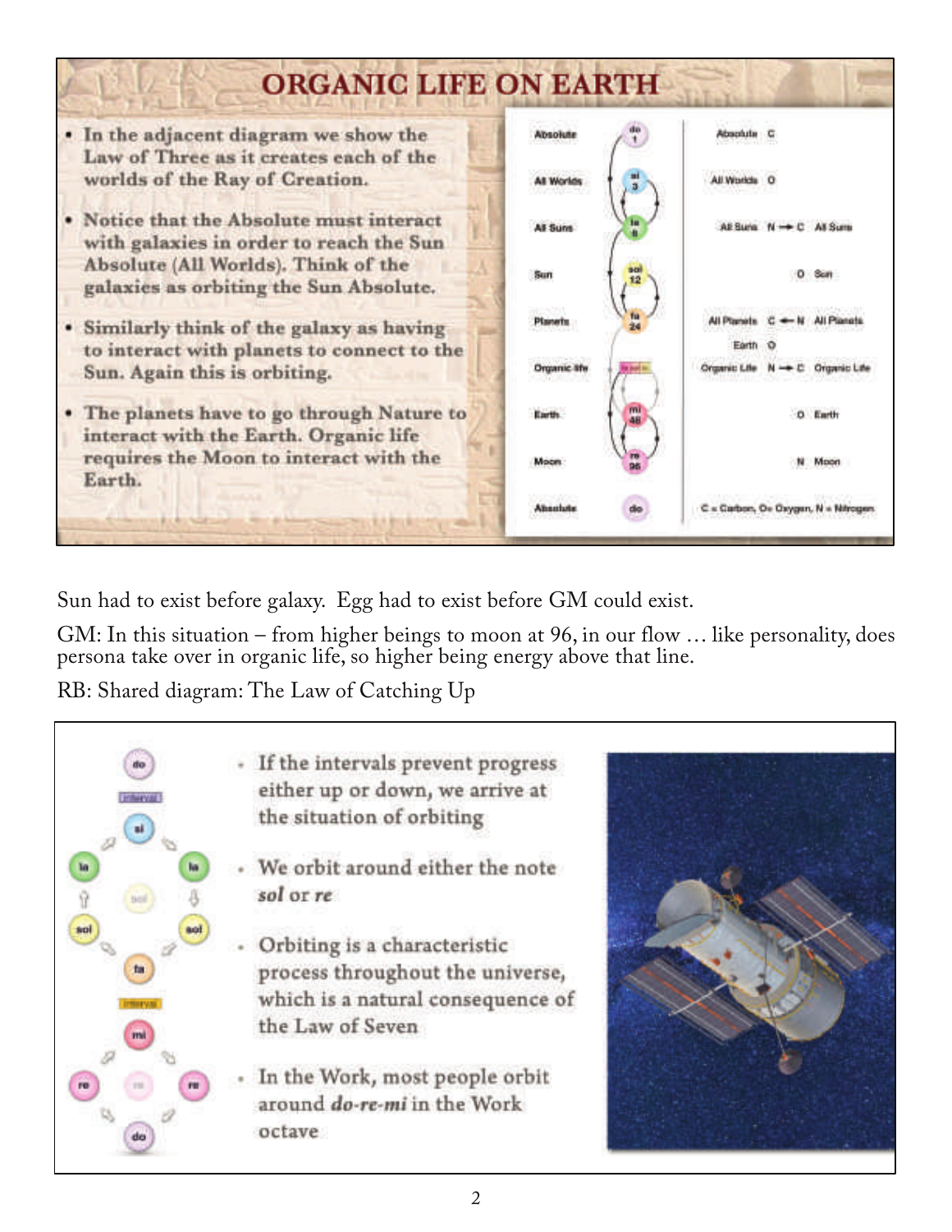## ORGANIC LIFE ON EARTH

- In the adjacent diagram we show the Law of Three as it creates each of the worlds of the Ray of Creation.
- Notice that the Absolute must interact with galaxies in order to reach the Sun Absolute (All Worlds). Think of the galaxies as orbiting the Sun Absolute.
- Similarly think of the galaxy as having to interact with planets to connect to the Sun. Again this is orbiting.
- The planets have to go through Nature to interact with the Earth. Organic life requires the Moon to interact with the Earth.

| | | | |
|---|---|---|---|
| Absolute | do 1 | Absolute C | |
| All Worlds | si 3 | All Worlds O | |
| All Suns | la 6 | All Suns N → C | All Suns |
| Sun | sol 12 | O | Sun |
| Planets | fa 24 | All Planets C ← N | All Planets |
| | | Earth O | |
| Organic life | | Organic Life N → C | Organic Life |
| Earth | mi 48 | O | Earth |
| Moon | re 96 | N | Moon |
| Absolute | do | C = Carbon, O= Oxygen, N = Nitrogen | |

Sun had to exist before galaxy. Egg had to exist before GM could exist.

GM: In this situation – from higher beings to moon at 96, in our flow … like personality, does persona take over in organic life, so higher being energy above that line.

RB: Shared diagram: The Law of Catching Up

- If the intervals prevent progress either up or down, we arrive at the situation of orbiting
- We orbit around either the note *sol* or *re*
- Orbiting is a characteristic process throughout the universe, which is a natural consequence of the Law of Seven
- In the Work, most people orbit around ***do-re-mi*** in the Work octave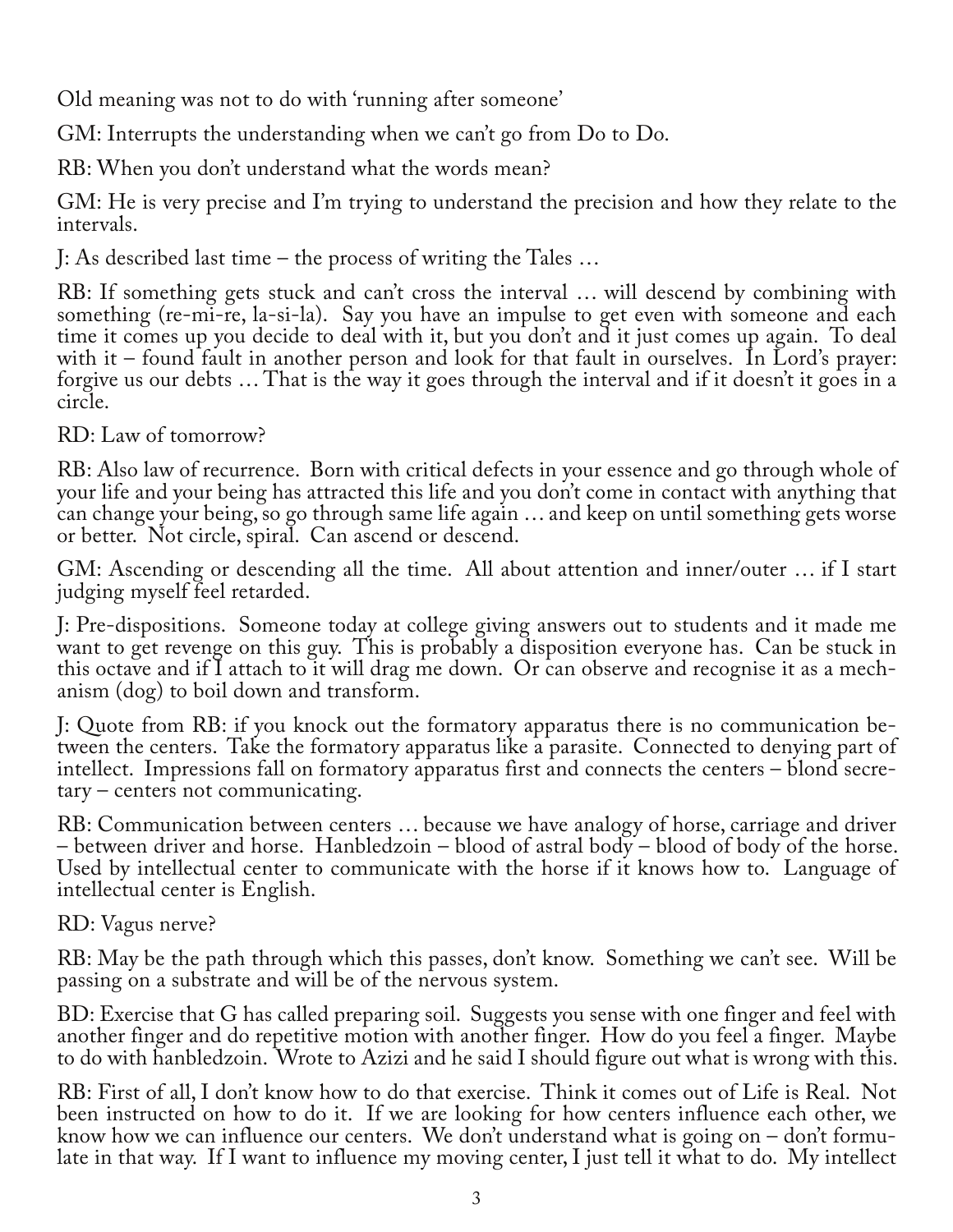Old meaning was not to do with 'running after someone'

GM: Interrupts the understanding when we can't go from Do to Do.

RB: When you don't understand what the words mean?

GM: He is very precise and I'm trying to understand the precision and how they relate to the intervals.

J: As described last time – the process of writing the Tales …

RB: If something gets stuck and can't cross the interval … will descend by combining with something (re-mi-re, la-si-la). Say you have an impulse to get even with someone and each time it comes up you decide to deal with it, but you don't and it just comes up again. To deal with it – found fault in another person and look for that fault in ourselves. In Lord's prayer: forgive us our debts … That is the way it goes through the interval and if it doesn't it goes in a circle.

RD: Law of tomorrow?

RB: Also law of recurrence. Born with critical defects in your essence and go through whole of your life and your being has attracted this life and you don't come in contact with anything that can change your being, so go through same life again … and keep on until something gets worse or better. Not circle, spiral. Can ascend or descend.

GM: Ascending or descending all the time. All about attention and inner/outer … if I start judging myself feel retarded.

J: Pre-dispositions. Someone today at college giving answers out to students and it made me want to get revenge on this guy. This is probably a disposition everyone has. Can be stuck in this octave and if I attach to it will drag me down. Or can observe and recognise it as a mechanism (dog) to boil down and transform.

J: Quote from RB: if you knock out the formatory apparatus there is no communication between the centers. Take the formatory apparatus like a parasite. Connected to denying part of intellect. Impressions fall on formatory apparatus first and connects the centers – blond secretary – centers not communicating.

RB: Communication between centers … because we have analogy of horse, carriage and driver – between driver and horse. Hanbledzoin – blood of astral body – blood of body of the horse. Used by intellectual center to communicate with the horse if it knows how to. Language of intellectual center is English.

RD: Vagus nerve?

RB: May be the path through which this passes, don't know. Something we can't see. Will be passing on a substrate and will be of the nervous system.

BD: Exercise that G has called preparing soil. Suggests you sense with one finger and feel with another finger and do repetitive motion with another finger. How do you feel a finger. Maybe to do with hanbledzoin. Wrote to Azizi and he said I should figure out what is wrong with this.

RB: First of all, I don't know how to do that exercise. Think it comes out of Life is Real. Not been instructed on how to do it. If we are looking for how centers influence each other, we know how we can influence our centers. We don't understand what is going on – don't formulate in that way. If I want to influence my moving center, I just tell it what to do. My intellect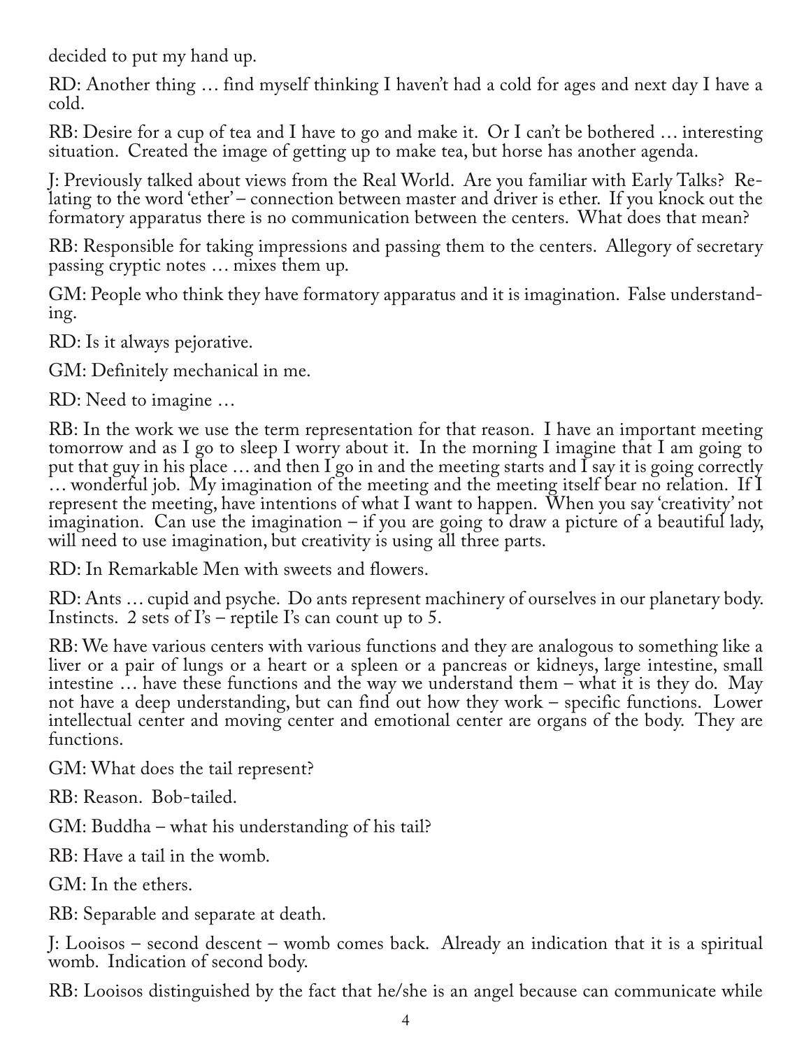decided to put my hand up.

RD: Another thing … find myself thinking I haven't had a cold for ages and next day I have a cold.

RB: Desire for a cup of tea and I have to go and make it. Or I can't be bothered … interesting situation. Created the image of getting up to make tea, but horse has another agenda.

J: Previously talked about views from the Real World. Are you familiar with Early Talks? Relating to the word 'ether' – connection between master and driver is ether. If you knock out the formatory apparatus there is no communication between the centers. What does that mean?

RB: Responsible for taking impressions and passing them to the centers. Allegory of secretary passing cryptic notes … mixes them up.

GM: People who think they have formatory apparatus and it is imagination. False understanding.

RD: Is it always pejorative.

GM: Definitely mechanical in me.

RD: Need to imagine …

RB: In the work we use the term representation for that reason. I have an important meeting tomorrow and as I go to sleep I worry about it. In the morning I imagine that I am going to put that guy in his place … and then I go in and the meeting starts and I say it is going correctly … wonderful job. My imagination of the meeting and the meeting itself bear no relation. If I represent the meeting, have intentions of what I want to happen. When you say 'creativity' not imagination. Can use the imagination – if you are going to draw a picture of a beautiful lady, will need to use imagination, but creativity is using all three parts.

RD: In Remarkable Men with sweets and flowers.

RD: Ants … cupid and psyche. Do ants represent machinery of ourselves in our planetary body. Instincts. 2 sets of I's – reptile I's can count up to 5.

RB: We have various centers with various functions and they are analogous to something like a liver or a pair of lungs or a heart or a spleen or a pancreas or kidneys, large intestine, small intestine … have these functions and the way we understand them – what it is they do. May not have a deep understanding, but can find out how they work – specific functions. Lower intellectual center and moving center and emotional center are organs of the body. They are functions.

GM: What does the tail represent?

RB: Reason. Bob-tailed.

GM: Buddha – what his understanding of his tail?

RB: Have a tail in the womb.

GM: In the ethers.

RB: Separable and separate at death.

J: Looisos – second descent – womb comes back. Already an indication that it is a spiritual womb. Indication of second body.

RB: Looisos distinguished by the fact that he/she is an angel because can communicate while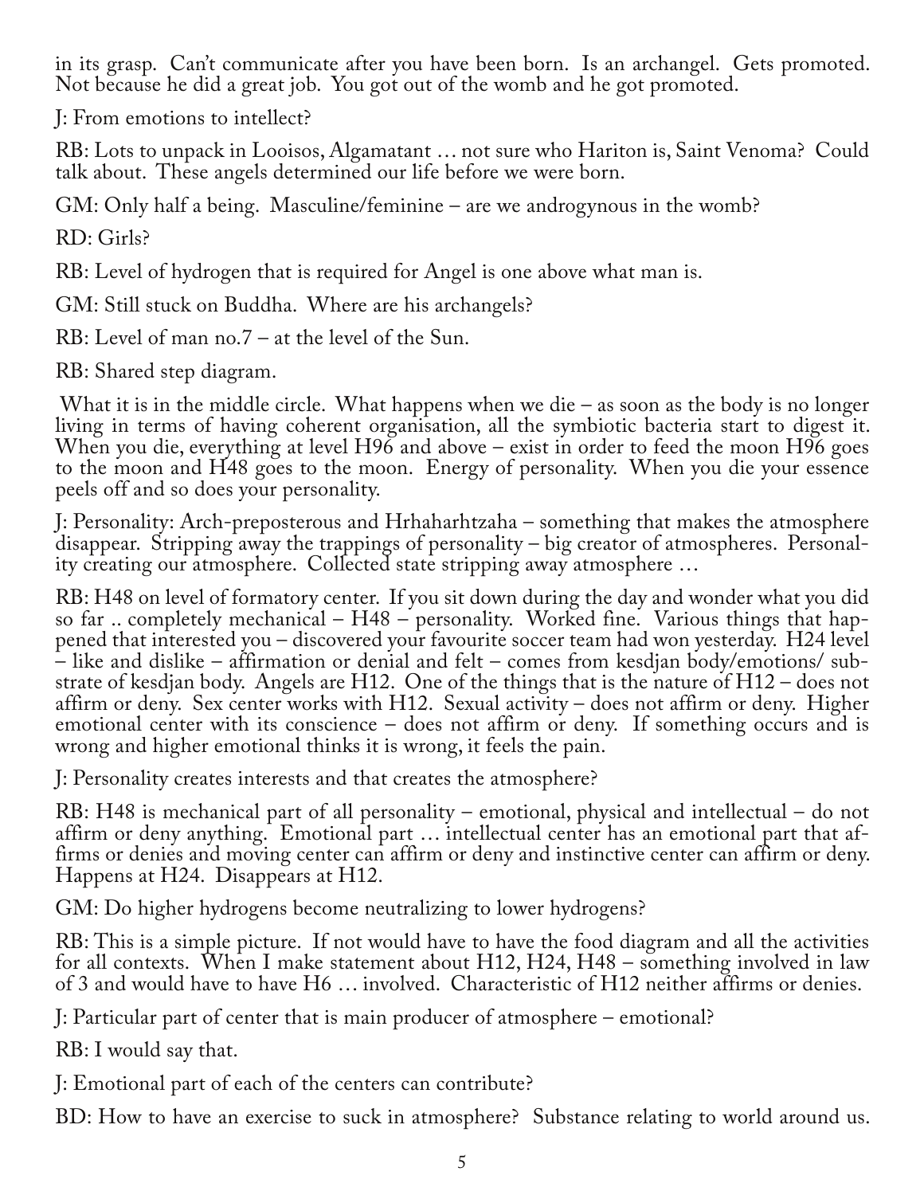in its grasp. Can't communicate after you have been born. Is an archangel. Gets promoted. Not because he did a great job. You got out of the womb and he got promoted.

J: From emotions to intellect?

RB: Lots to unpack in Looisos, Algamatant … not sure who Hariton is, Saint Venoma? Could talk about. These angels determined our life before we were born.

GM: Only half a being. Masculine/feminine – are we androgynous in the womb?

RD: Girls?

RB: Level of hydrogen that is required for Angel is one above what man is.

GM: Still stuck on Buddha. Where are his archangels?

RB: Level of man no.7 – at the level of the Sun.

RB: Shared step diagram.

What it is in the middle circle. What happens when we die – as soon as the body is no longer living in terms of having coherent organisation, all the symbiotic bacteria start to digest it. When you die, everything at level H96 and above – exist in order to feed the moon H96 goes to the moon and H48 goes to the moon. Energy of personality. When you die your essence peels off and so does your personality.

J: Personality: Arch-preposterous and Hrhaharhtzaha – something that makes the atmosphere disappear. Stripping away the trappings of personality – big creator of atmospheres. Personality creating our atmosphere. Collected state stripping away atmosphere …

RB: H48 on level of formatory center. If you sit down during the day and wonder what you did so far .. completely mechanical – H48 – personality. Worked fine. Various things that happened that interested you – discovered your favourite soccer team had won yesterday. H24 level – like and dislike – affirmation or denial and felt – comes from kesdjan body/emotions/ substrate of kesdjan body. Angels are H12. One of the things that is the nature of H12 – does not affirm or deny. Sex center works with H12. Sexual activity – does not affirm or deny. Higher emotional center with its conscience – does not affirm or deny. If something occurs and is wrong and higher emotional thinks it is wrong, it feels the pain.

J: Personality creates interests and that creates the atmosphere?

RB: H48 is mechanical part of all personality – emotional, physical and intellectual – do not affirm or deny anything. Emotional part … intellectual center has an emotional part that affirms or denies and moving center can affirm or deny and instinctive center can affirm or deny. Happens at H24. Disappears at H12.

GM: Do higher hydrogens become neutralizing to lower hydrogens?

RB: This is a simple picture. If not would have to have the food diagram and all the activities for all contexts. When I make statement about H12, H24, H48 – something involved in law of 3 and would have to have H6 … involved. Characteristic of H12 neither affirms or denies.

J: Particular part of center that is main producer of atmosphere – emotional?

RB: I would say that.

J: Emotional part of each of the centers can contribute?

BD: How to have an exercise to suck in atmosphere? Substance relating to world around us.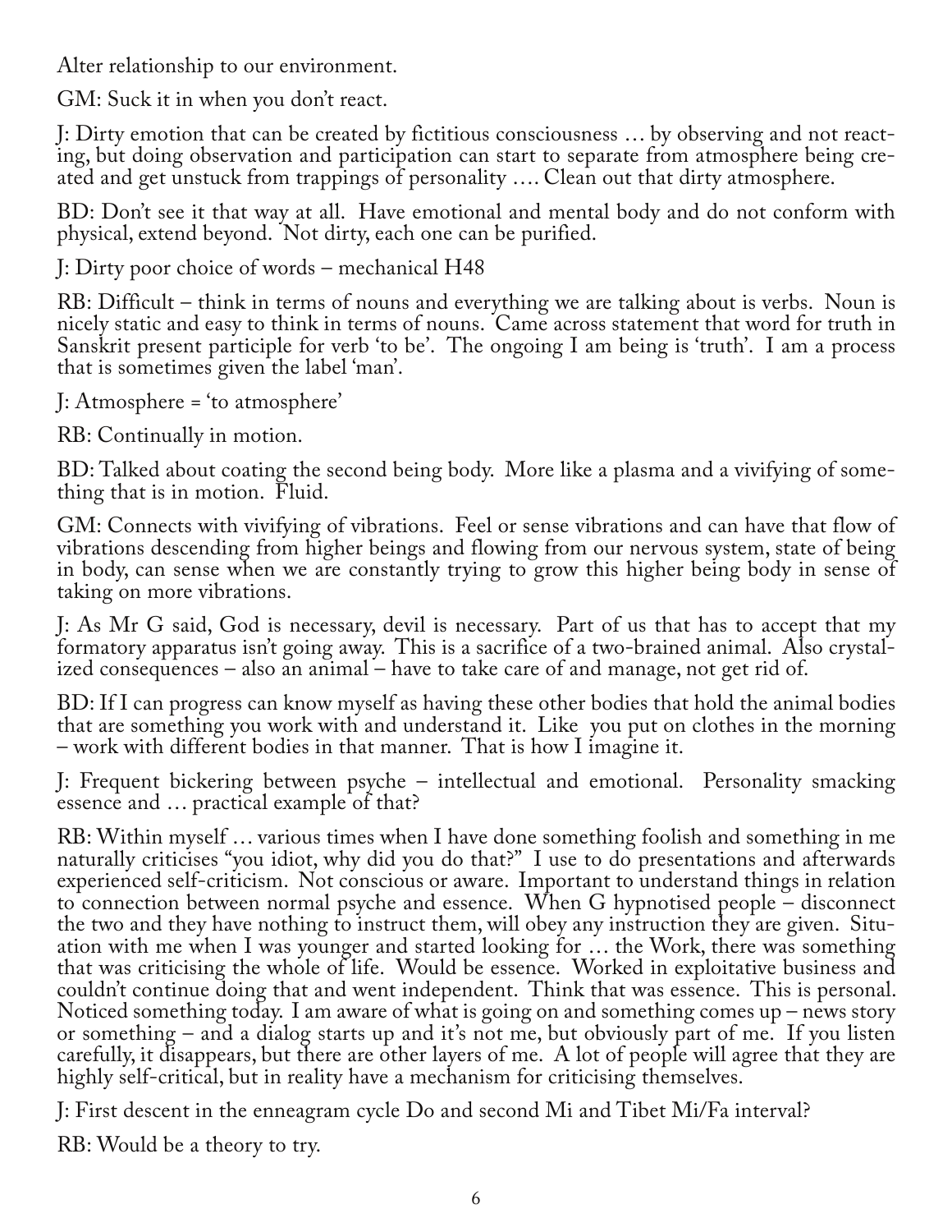Alter relationship to our environment.

GM: Suck it in when you don't react.

J: Dirty emotion that can be created by fictitious consciousness … by observing and not reacting, but doing observation and participation can start to separate from atmosphere being created and get unstuck from trappings of personality …. Clean out that dirty atmosphere.

BD: Don't see it that way at all. Have emotional and mental body and do not conform with physical, extend beyond. Not dirty, each one can be purified.

J: Dirty poor choice of words – mechanical H48

RB: Difficult – think in terms of nouns and everything we are talking about is verbs. Noun is nicely static and easy to think in terms of nouns. Came across statement that word for truth in Sanskrit present participle for verb 'to be'. The ongoing I am being is 'truth'. I am a process that is sometimes given the label 'man'.

J: Atmosphere = 'to atmosphere'

RB: Continually in motion.

BD: Talked about coating the second being body. More like a plasma and a vivifying of something that is in motion. Fluid.

GM: Connects with vivifying of vibrations. Feel or sense vibrations and can have that flow of vibrations descending from higher beings and flowing from our nervous system, state of being in body, can sense when we are constantly trying to grow this higher being body in sense of taking on more vibrations.

J: As Mr G said, God is necessary, devil is necessary. Part of us that has to accept that my formatory apparatus isn't going away. This is a sacrifice of a two-brained animal. Also crystallized consequences – also an animal – have to take care of and manage, not get rid of.

BD: If I can progress can know myself as having these other bodies that hold the animal bodies that are something you work with and understand it. Like you put on clothes in the morning – work with different bodies in that manner. That is how I imagine it.

J: Frequent bickering between psyche – intellectual and emotional. Personality smacking essence and … practical example of that?

RB: Within myself … various times when I have done something foolish and something in me naturally criticises "you idiot, why did you do that?" I use to do presentations and afterwards experienced self-criticism. Not conscious or aware. Important to understand things in relation to connection between normal psyche and essence. When G hypnotised people – disconnect the two and they have nothing to instruct them, will obey any instruction they are given. Situation with me when I was younger and started looking for … the Work, there was something that was criticising the whole of life. Would be essence. Worked in exploitative business and couldn't continue doing that and went independent. Think that was essence. This is personal. Noticed something today. I am aware of what is going on and something comes up – news story or something – and a dialog starts up and it's not me, but obviously part of me. If you listen carefully, it disappears, but there are other layers of me. A lot of people will agree that they are highly self-critical, but in reality have a mechanism for criticising themselves.

J: First descent in the enneagram cycle Do and second Mi and Tibet Mi/Fa interval?

RB: Would be a theory to try.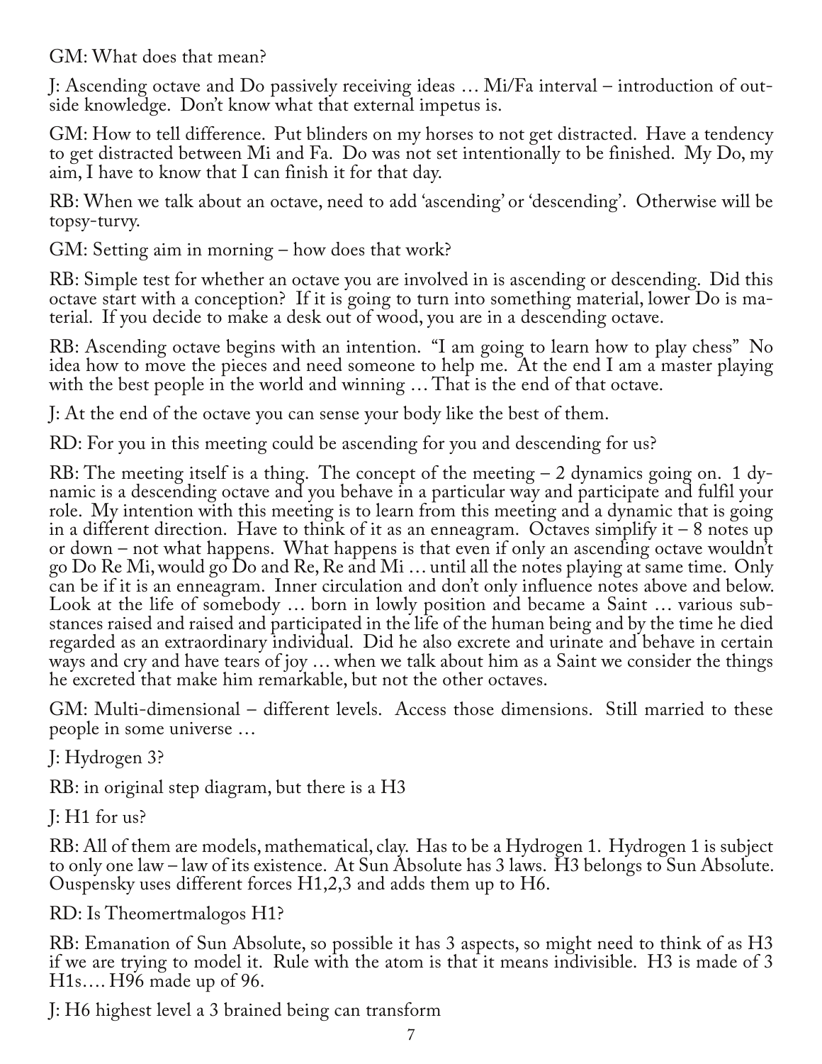GM: What does that mean?

J: Ascending octave and Do passively receiving ideas … Mi/Fa interval – introduction of outside knowledge. Don't know what that external impetus is.

GM: How to tell difference. Put blinders on my horses to not get distracted. Have a tendency to get distracted between Mi and Fa. Do was not set intentionally to be finished. My Do, my aim, I have to know that I can finish it for that day.

RB: When we talk about an octave, need to add 'ascending' or 'descending'. Otherwise will be topsy-turvy.

GM: Setting aim in morning – how does that work?

RB: Simple test for whether an octave you are involved in is ascending or descending. Did this octave start with a conception? If it is going to turn into something material, lower Do is material. If you decide to make a desk out of wood, you are in a descending octave.

RB: Ascending octave begins with an intention. "I am going to learn how to play chess" No idea how to move the pieces and need someone to help me. At the end I am a master playing with the best people in the world and winning … That is the end of that octave.

J: At the end of the octave you can sense your body like the best of them.

RD: For you in this meeting could be ascending for you and descending for us?

RB: The meeting itself is a thing. The concept of the meeting – 2 dynamics going on. 1 dynamic is a descending octave and you behave in a particular way and participate and fulfil your role. My intention with this meeting is to learn from this meeting and a dynamic that is going in a different direction. Have to think of it as an enneagram. Octaves simplify it – 8 notes up or down – not what happens. What happens is that even if only an ascending octave wouldn't go Do Re Mi, would go Do and Re, Re and Mi … until all the notes playing at same time. Only can be if it is an enneagram. Inner circulation and don't only influence notes above and below. Look at the life of somebody … born in lowly position and became a Saint … various substances raised and raised and participated in the life of the human being and by the time he died regarded as an extraordinary individual. Did he also excrete and urinate and behave in certain ways and cry and have tears of joy … when we talk about him as a Saint we consider the things he excreted that make him remarkable, but not the other octaves.

GM: Multi-dimensional – different levels. Access those dimensions. Still married to these people in some universe …

J: Hydrogen 3?

RB: in original step diagram, but there is a H3

J: H1 for us?

RB: All of them are models, mathematical, clay. Has to be a Hydrogen 1. Hydrogen 1 is subject to only one law – law of its existence. At Sun Absolute has 3 laws. H3 belongs to Sun Absolute. Ouspensky uses different forces H1,2,3 and adds them up to H6.

RD: Is Theomertmalogos H1?

RB: Emanation of Sun Absolute, so possible it has 3 aspects, so might need to think of as H3 if we are trying to model it. Rule with the atom is that it means indivisible. H3 is made of 3 H1s…. H96 made up of 96.

J: H6 highest level a 3 brained being can transform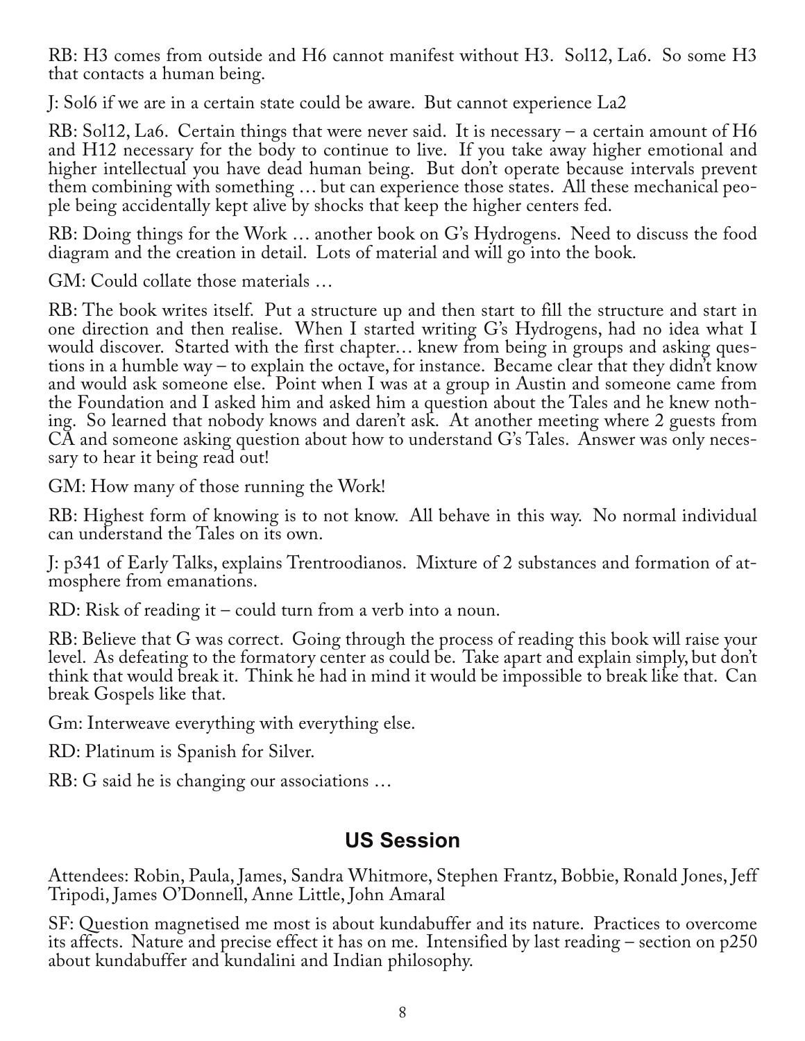RB: H3 comes from outside and H6 cannot manifest without H3. Sol12, La6. So some H3 that contacts a human being.

J: Sol6 if we are in a certain state could be aware. But cannot experience La2

RB: Sol12, La6. Certain things that were never said. It is necessary – a certain amount of H6 and H12 necessary for the body to continue to live. If you take away higher emotional and higher intellectual you have dead human being. But don't operate because intervals prevent them combining with something … but can experience those states. All these mechanical people being accidentally kept alive by shocks that keep the higher centers fed.

RB: Doing things for the Work … another book on G's Hydrogens. Need to discuss the food diagram and the creation in detail. Lots of material and will go into the book.

GM: Could collate those materials …

RB: The book writes itself. Put a structure up and then start to fill the structure and start in one direction and then realise. When I started writing G's Hydrogens, had no idea what I would discover. Started with the first chapter… knew from being in groups and asking questions in a humble way – to explain the octave, for instance. Became clear that they didn't know and would ask someone else. Point when I was at a group in Austin and someone came from the Foundation and I asked him and asked him a question about the Tales and he knew nothing. So learned that nobody knows and daren't ask. At another meeting where 2 guests from CA and someone asking question about how to understand G's Tales. Answer was only necessary to hear it being read out!

GM: How many of those running the Work!

RB: Highest form of knowing is to not know. All behave in this way. No normal individual can understand the Tales on its own.

J: p341 of Early Talks, explains Trentroodianos. Mixture of 2 substances and formation of atmosphere from emanations.

RD: Risk of reading it – could turn from a verb into a noun.

RB: Believe that G was correct. Going through the process of reading this book will raise your level. As defeating to the formatory center as could be. Take apart and explain simply, but don't think that would break it. Think he had in mind it would be impossible to break like that. Can break Gospels like that.

Gm: Interweave everything with everything else.

RD: Platinum is Spanish for Silver.

RB: G said he is changing our associations …

## US Session

Attendees: Robin, Paula, James, Sandra Whitmore, Stephen Frantz, Bobbie, Ronald Jones, Jeff Tripodi, James O'Donnell, Anne Little, John Amaral

SF: Question magnetised me most is about kundabuffer and its nature. Practices to overcome its affects. Nature and precise effect it has on me. Intensified by last reading – section on p250 about kundabuffer and kundalini and Indian philosophy.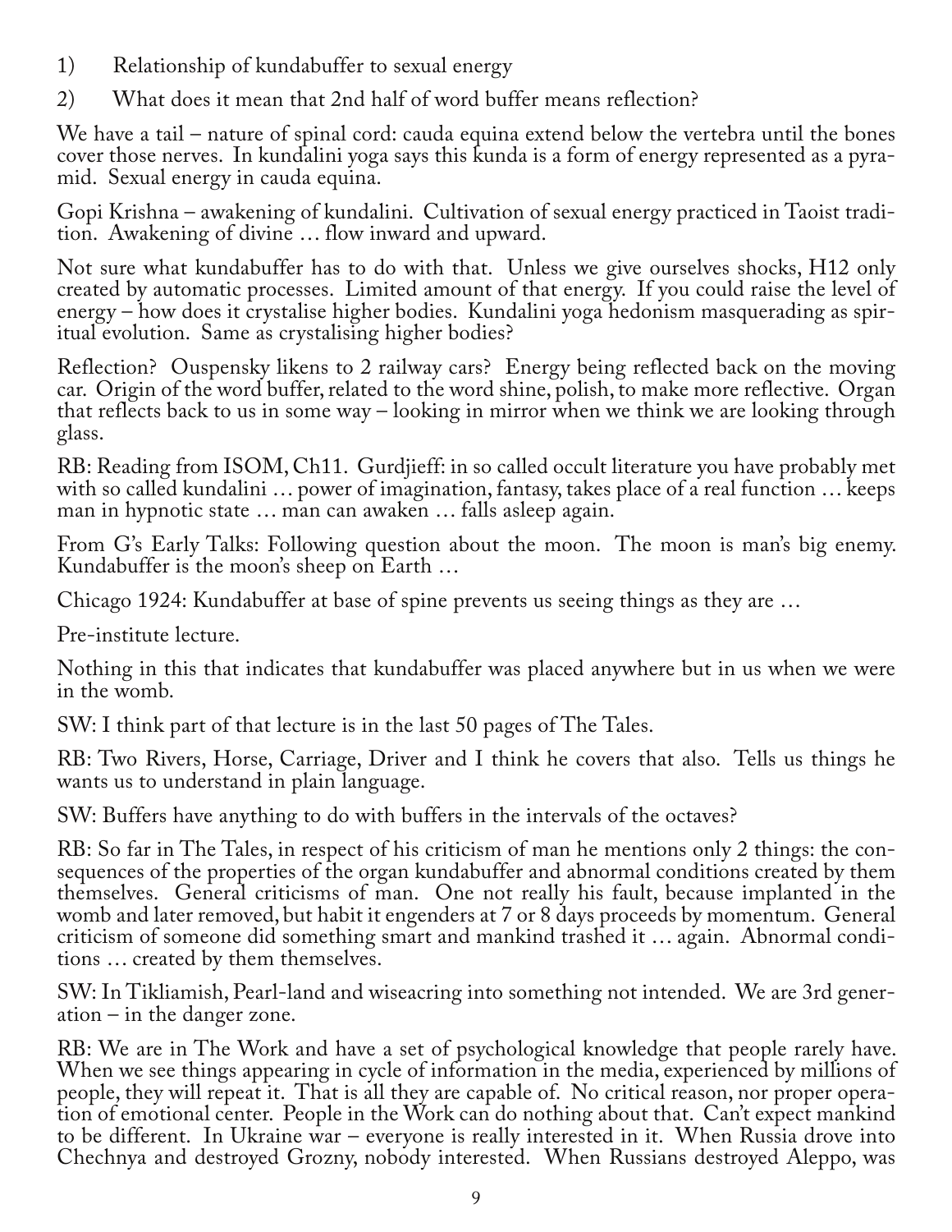1) Relationship of kundabuffer to sexual energy

2) What does it mean that 2nd half of word buffer means reflection?

We have a tail – nature of spinal cord: cauda equina extend below the vertebra until the bones cover those nerves. In kundalini yoga says this kunda is a form of energy represented as a pyramid. Sexual energy in cauda equina.

Gopi Krishna – awakening of kundalini. Cultivation of sexual energy practiced in Taoist tradition. Awakening of divine … flow inward and upward.

Not sure what kundabuffer has to do with that. Unless we give ourselves shocks, H12 only created by automatic processes. Limited amount of that energy. If you could raise the level of energy – how does it crystalise higher bodies. Kundalini yoga hedonism masquerading as spiritual evolution. Same as crystalising higher bodies?

Reflection? Ouspensky likens to 2 railway cars? Energy being reflected back on the moving car. Origin of the word buffer, related to the word shine, polish, to make more reflective. Organ that reflects back to us in some way – looking in mirror when we think we are looking through glass.

RB: Reading from ISOM, Ch11. Gurdjieff: in so called occult literature you have probably met with so called kundalini … power of imagination, fantasy, takes place of a real function … keeps man in hypnotic state … man can awaken … falls asleep again.

From G's Early Talks: Following question about the moon. The moon is man's big enemy. Kundabuffer is the moon's sheep on Earth …

Chicago 1924: Kundabuffer at base of spine prevents us seeing things as they are …

Pre-institute lecture.

Nothing in this that indicates that kundabuffer was placed anywhere but in us when we were in the womb.

SW: I think part of that lecture is in the last 50 pages of The Tales.

RB: Two Rivers, Horse, Carriage, Driver and I think he covers that also. Tells us things he wants us to understand in plain language.

SW: Buffers have anything to do with buffers in the intervals of the octaves?

RB: So far in The Tales, in respect of his criticism of man he mentions only 2 things: the consequences of the properties of the organ kundabuffer and abnormal conditions created by them themselves. General criticisms of man. One not really his fault, because implanted in the womb and later removed, but habit it engenders at 7 or 8 days proceeds by momentum. General criticism of someone did something smart and mankind trashed it … again. Abnormal conditions … created by them themselves.

SW: In Tikliamish, Pearl-land and wiseacring into something not intended. We are 3rd generation – in the danger zone.

RB: We are in The Work and have a set of psychological knowledge that people rarely have. When we see things appearing in cycle of information in the media, experienced by millions of people, they will repeat it. That is all they are capable of. No critical reason, nor proper operation of emotional center. People in the Work can do nothing about that. Can't expect mankind to be different. In Ukraine war – everyone is really interested in it. When Russia drove into Chechnya and destroyed Grozny, nobody interested. When Russians destroyed Aleppo, was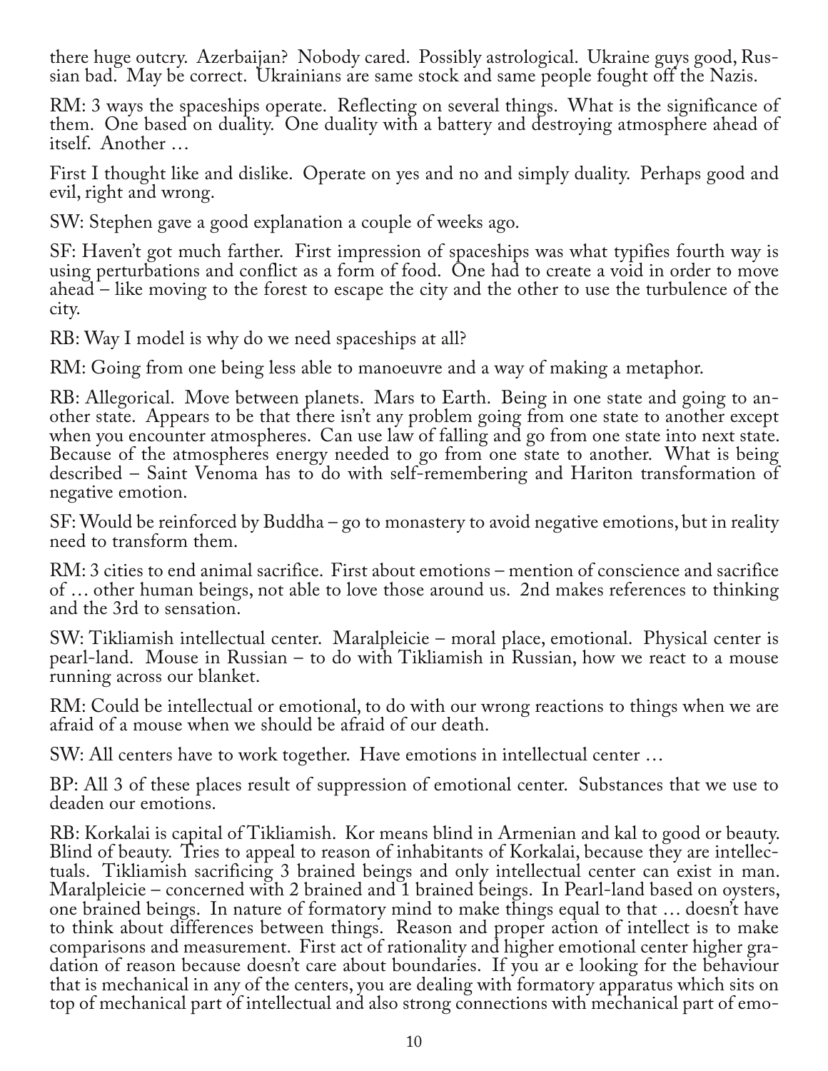there huge outcry. Azerbaijan? Nobody cared. Possibly astrological. Ukraine guys good, Russian bad. May be correct. Ukrainians are same stock and same people fought off the Nazis.

RM: 3 ways the spaceships operate. Reflecting on several things. What is the significance of them. One based on duality. One duality with a battery and destroying atmosphere ahead of itself. Another …

First I thought like and dislike. Operate on yes and no and simply duality. Perhaps good and evil, right and wrong.

SW: Stephen gave a good explanation a couple of weeks ago.

SF: Haven't got much farther. First impression of spaceships was what typifies fourth way is using perturbations and conflict as a form of food. One had to create a void in order to move ahead – like moving to the forest to escape the city and the other to use the turbulence of the city.

RB: Way I model is why do we need spaceships at all?

RM: Going from one being less able to manoeuvre and a way of making a metaphor.

RB: Allegorical. Move between planets. Mars to Earth. Being in one state and going to another state. Appears to be that there isn't any problem going from one state to another except when you encounter atmospheres. Can use law of falling and go from one state into next state. Because of the atmospheres energy needed to go from one state to another. What is being described – Saint Venoma has to do with self-remembering and Hariton transformation of negative emotion.

SF: Would be reinforced by Buddha – go to monastery to avoid negative emotions, but in reality need to transform them.

RM: 3 cities to end animal sacrifice. First about emotions – mention of conscience and sacrifice of … other human beings, not able to love those around us. 2nd makes references to thinking and the 3rd to sensation.

SW: Tikliamish intellectual center. Maralpleicie – moral place, emotional. Physical center is pearl-land. Mouse in Russian – to do with Tikliamish in Russian, how we react to a mouse running across our blanket.

RM: Could be intellectual or emotional, to do with our wrong reactions to things when we are afraid of a mouse when we should be afraid of our death.

SW: All centers have to work together. Have emotions in intellectual center …

BP: All 3 of these places result of suppression of emotional center. Substances that we use to deaden our emotions.

RB: Korkalai is capital of Tikliamish. Kor means blind in Armenian and kal to good or beauty. Blind of beauty. Tries to appeal to reason of inhabitants of Korkalai, because they are intellectuals. Tikliamish sacrificing 3 brained beings and only intellectual center can exist in man. Maralpleicie – concerned with 2 brained and 1 brained beings. In Pearl-land based on oysters, one brained beings. In nature of formatory mind to make things equal to that … doesn't have to think about differences between things. Reason and proper action of intellect is to make comparisons and measurement. First act of rationality and higher emotional center higher gradation of reason because doesn't care about boundaries. If you ar e looking for the behaviour that is mechanical in any of the centers, you are dealing with formatory apparatus which sits on top of mechanical part of intellectual and also strong connections with mechanical part of emo-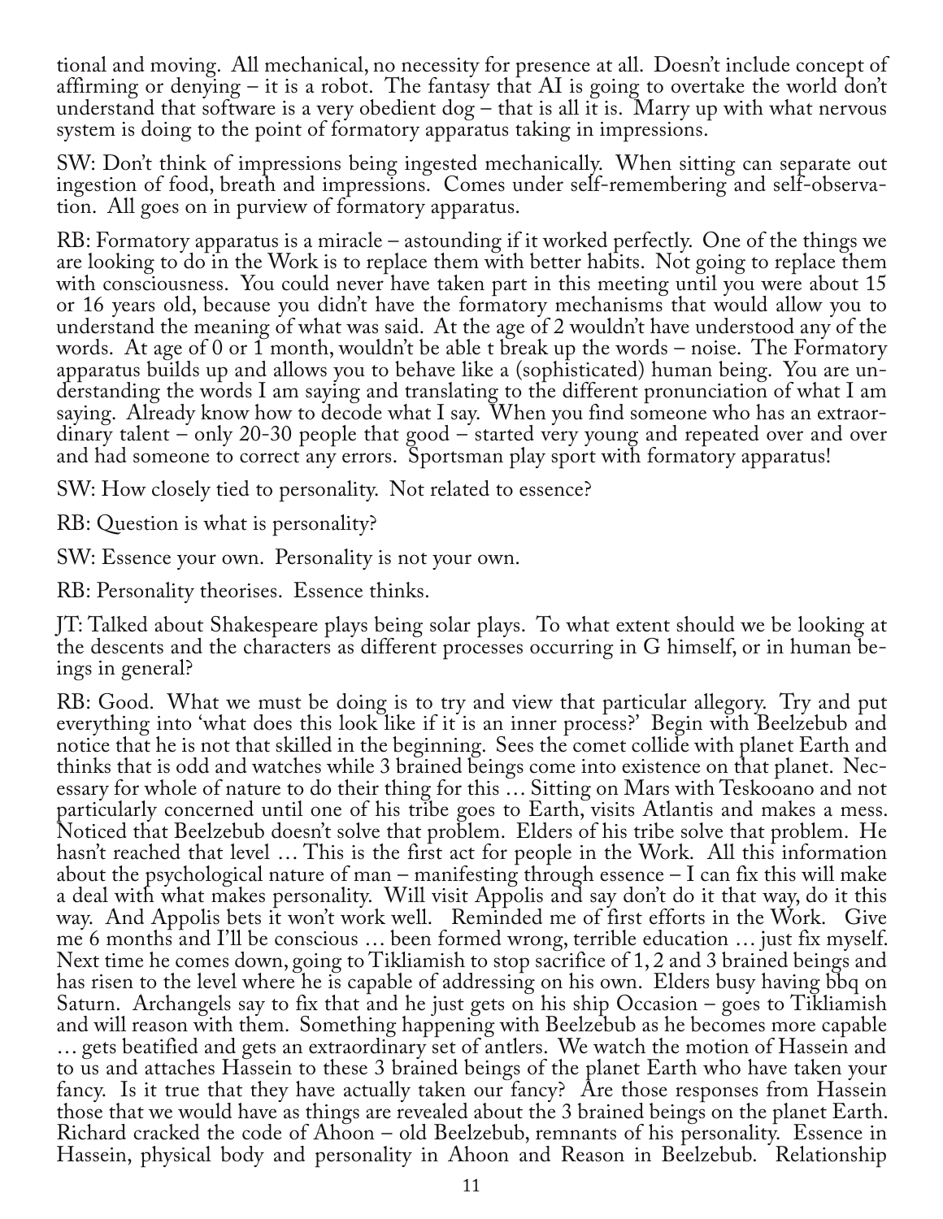tional and moving. All mechanical, no necessity for presence at all. Doesn't include concept of affirming or denying – it is a robot. The fantasy that AI is going to overtake the world don't understand that software is a very obedient dog – that is all it is. Marry up with what nervous system is doing to the point of formatory apparatus taking in impressions.

SW: Don't think of impressions being ingested mechanically. When sitting can separate out ingestion of food, breath and impressions. Comes under self-remembering and self-observation. All goes on in purview of formatory apparatus.

RB: Formatory apparatus is a miracle – astounding if it worked perfectly. One of the things we are looking to do in the Work is to replace them with better habits. Not going to replace them with consciousness. You could never have taken part in this meeting until you were about 15 or 16 years old, because you didn't have the formatory mechanisms that would allow you to understand the meaning of what was said. At the age of 2 wouldn't have understood any of the words. At age of 0 or 1 month, wouldn't be able t break up the words – noise. The Formatory apparatus builds up and allows you to behave like a (sophisticated) human being. You are understanding the words I am saying and translating to the different pronunciation of what I am saying. Already know how to decode what I say. When you find someone who has an extraordinary talent – only 20-30 people that good – started very young and repeated over and over and had someone to correct any errors. Sportsman play sport with formatory apparatus!

SW: How closely tied to personality. Not related to essence?

RB: Question is what is personality?

SW: Essence your own. Personality is not your own.

RB: Personality theorises. Essence thinks.

JT: Talked about Shakespeare plays being solar plays. To what extent should we be looking at the descents and the characters as different processes occurring in G himself, or in human beings in general?

RB: Good. What we must be doing is to try and view that particular allegory. Try and put everything into 'what does this look like if it is an inner process?' Begin with Beelzebub and notice that he is not that skilled in the beginning. Sees the comet collide with planet Earth and thinks that is odd and watches while 3 brained beings come into existence on that planet. Necessary for whole of nature to do their thing for this … Sitting on Mars with Teskooano and not particularly concerned until one of his tribe goes to Earth, visits Atlantis and makes a mess. Noticed that Beelzebub doesn't solve that problem. Elders of his tribe solve that problem. He hasn't reached that level … This is the first act for people in the Work. All this information about the psychological nature of man – manifesting through essence – I can fix this will make a deal with what makes personality. Will visit Appolis and say don't do it that way, do it this way. And Appolis bets it won't work well. Reminded me of first efforts in the Work. Give me 6 months and I'll be conscious … been formed wrong, terrible education … just fix myself. Next time he comes down, going to Tikliamish to stop sacrifice of 1, 2 and 3 brained beings and has risen to the level where he is capable of addressing on his own. Elders busy having bbq on Saturn. Archangels say to fix that and he just gets on his ship Occasion – goes to Tikliamish and will reason with them. Something happening with Beelzebub as he becomes more capable … gets beatified and gets an extraordinary set of antlers. We watch the motion of Hassein and to us and attaches Hassein to these 3 brained beings of the planet Earth who have taken your fancy. Is it true that they have actually taken our fancy? Are those responses from Hassein those that we would have as things are revealed about the 3 brained beings on the planet Earth. Richard cracked the code of Ahoon – old Beelzebub, remnants of his personality. Essence in Hassein, physical body and personality in Ahoon and Reason in Beelzebub. Relationship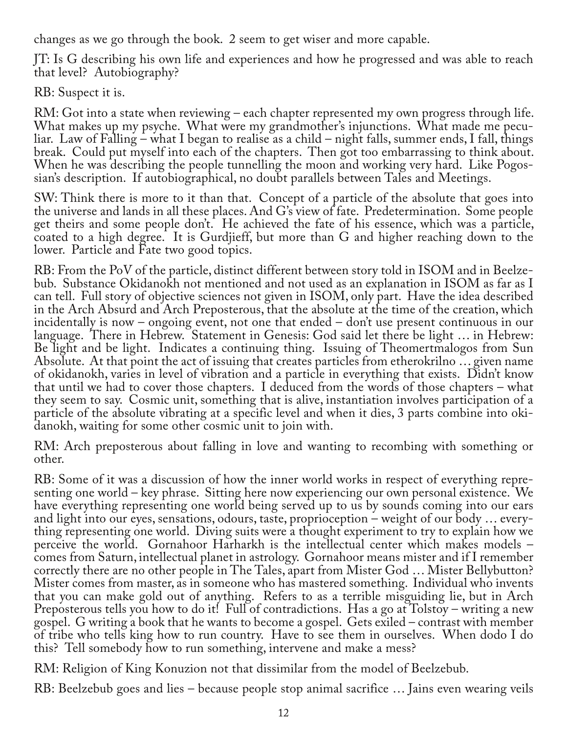changes as we go through the book. 2 seem to get wiser and more capable.

JT: Is G describing his own life and experiences and how he progressed and was able to reach that level? Autobiography?

RB: Suspect it is.

RM: Got into a state when reviewing – each chapter represented my own progress through life. What makes up my psyche. What were my grandmother's injunctions. What made me peculiar. Law of Falling – what I began to realise as a child – night falls, summer ends, I fall, things break. Could put myself into each of the chapters. Then got too embarrassing to think about. When he was describing the people tunnelling the moon and working very hard. Like Pogossian's description. If autobiographical, no doubt parallels between Tales and Meetings.

SW: Think there is more to it than that. Concept of a particle of the absolute that goes into the universe and lands in all these places. And G's view of fate. Predetermination. Some people get theirs and some people don't. He achieved the fate of his essence, which was a particle, coated to a high degree. It is Gurdjieff, but more than G and higher reaching down to the lower. Particle and Fate two good topics.

RB: From the PoV of the particle, distinct different between story told in ISOM and in Beelzebub. Substance Okidanokh not mentioned and not used as an explanation in ISOM as far as I can tell. Full story of objective sciences not given in ISOM, only part. Have the idea described in the Arch Absurd and Arch Preposterous, that the absolute at the time of the creation, which incidentally is now – ongoing event, not one that ended – don't use present continuous in our language. There in Hebrew. Statement in Genesis: God said let there be light … in Hebrew: Be light and be light. Indicates a continuing thing. Issuing of Theomertmalogos from Sun Absolute. At that point the act of issuing that creates particles from etherokrilno … given name of okidanokh, varies in level of vibration and a particle in everything that exists. Didn't know that until we had to cover those chapters. I deduced from the words of those chapters – what they seem to say. Cosmic unit, something that is alive, instantiation involves participation of a particle of the absolute vibrating at a specific level and when it dies, 3 parts combine into okidanokh, waiting for some other cosmic unit to join with.

RM: Arch preposterous about falling in love and wanting to recombing with something or other.

RB: Some of it was a discussion of how the inner world works in respect of everything representing one world – key phrase. Sitting here now experiencing our own personal existence. We have everything representing one world being served up to us by sounds coming into our ears and light into our eyes, sensations, odours, taste, proprioception – weight of our body … everything representing one world. Diving suits were a thought experiment to try to explain how we perceive the world. Gornahoor Harharkh is the intellectual center which makes models – comes from Saturn, intellectual planet in astrology. Gornahoor means mister and if I remember correctly there are no other people in The Tales, apart from Mister God … Mister Bellybutton? Mister comes from master, as in someone who has mastered something. Individual who invents that you can make gold out of anything. Refers to as a terrible misguiding lie, but in Arch Preposterous tells you how to do it! Full of contradictions. Has a go at Tolstoy – writing a new gospel. G writing a book that he wants to become a gospel. Gets exiled – contrast with member of tribe who tells king how to run country. Have to see them in ourselves. When dodo I do this? Tell somebody how to run something, intervene and make a mess?

RM: Religion of King Konuzion not that dissimilar from the model of Beelzebub.

RB: Beelzebub goes and lies – because people stop animal sacrifice … Jains even wearing veils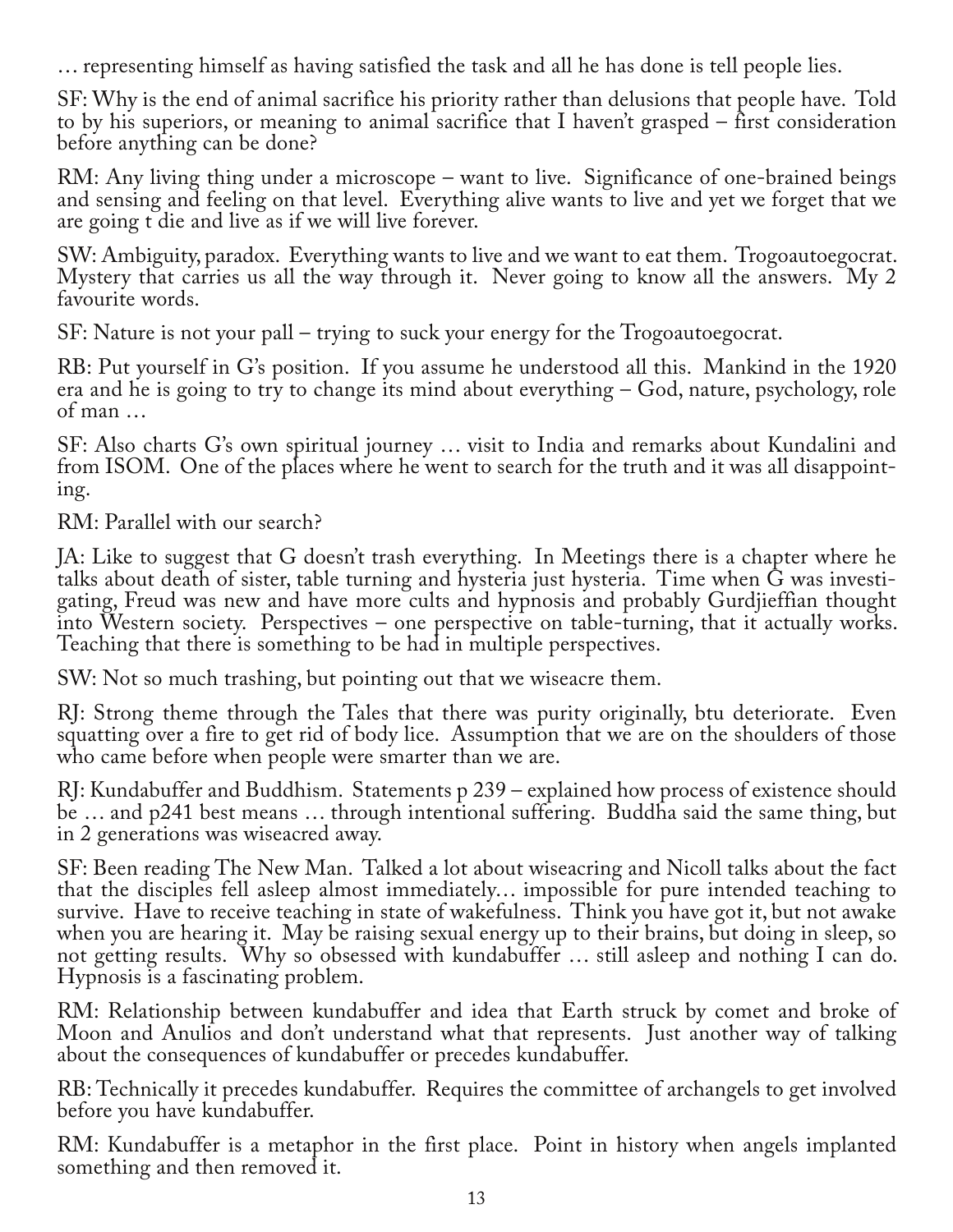… representing himself as having satisfied the task and all he has done is tell people lies.

SF: Why is the end of animal sacrifice his priority rather than delusions that people have. Told to by his superiors, or meaning to animal sacrifice that I haven't grasped – first consideration before anything can be done?

RM: Any living thing under a microscope – want to live. Significance of one-brained beings and sensing and feeling on that level. Everything alive wants to live and yet we forget that we are going t die and live as if we will live forever.

SW: Ambiguity, paradox. Everything wants to live and we want to eat them. Trogoautoegocrat. Mystery that carries us all the way through it. Never going to know all the answers. My 2 favourite words.

SF: Nature is not your pall – trying to suck your energy for the Trogoautoegocrat.

RB: Put yourself in G's position. If you assume he understood all this. Mankind in the 1920 era and he is going to try to change its mind about everything – God, nature, psychology, role of man …

SF: Also charts G's own spiritual journey … visit to India and remarks about Kundalini and from ISOM. One of the places where he went to search for the truth and it was all disappointing.

RM: Parallel with our search?

JA: Like to suggest that G doesn't trash everything. In Meetings there is a chapter where he talks about death of sister, table turning and hysteria just hysteria. Time when G was investigating, Freud was new and have more cults and hypnosis and probably Gurdjieffian thought into Western society. Perspectives – one perspective on table-turning, that it actually works. Teaching that there is something to be had in multiple perspectives.

SW: Not so much trashing, but pointing out that we wiseacre them.

RJ: Strong theme through the Tales that there was purity originally, btu deteriorate. Even squatting over a fire to get rid of body lice. Assumption that we are on the shoulders of those who came before when people were smarter than we are.

RJ: Kundabuffer and Buddhism. Statements p 239 – explained how process of existence should be … and p241 best means … through intentional suffering. Buddha said the same thing, but in 2 generations was wiseacred away.

SF: Been reading The New Man. Talked a lot about wiseacring and Nicoll talks about the fact that the disciples fell asleep almost immediately… impossible for pure intended teaching to survive. Have to receive teaching in state of wakefulness. Think you have got it, but not awake when you are hearing it. May be raising sexual energy up to their brains, but doing in sleep, so not getting results. Why so obsessed with kundabuffer … still asleep and nothing I can do. Hypnosis is a fascinating problem.

RM: Relationship between kundabuffer and idea that Earth struck by comet and broke of Moon and Anulios and don't understand what that represents. Just another way of talking about the consequences of kundabuffer or precedes kundabuffer.

RB: Technically it precedes kundabuffer. Requires the committee of archangels to get involved before you have kundabuffer.

RM: Kundabuffer is a metaphor in the first place. Point in history when angels implanted something and then removed it.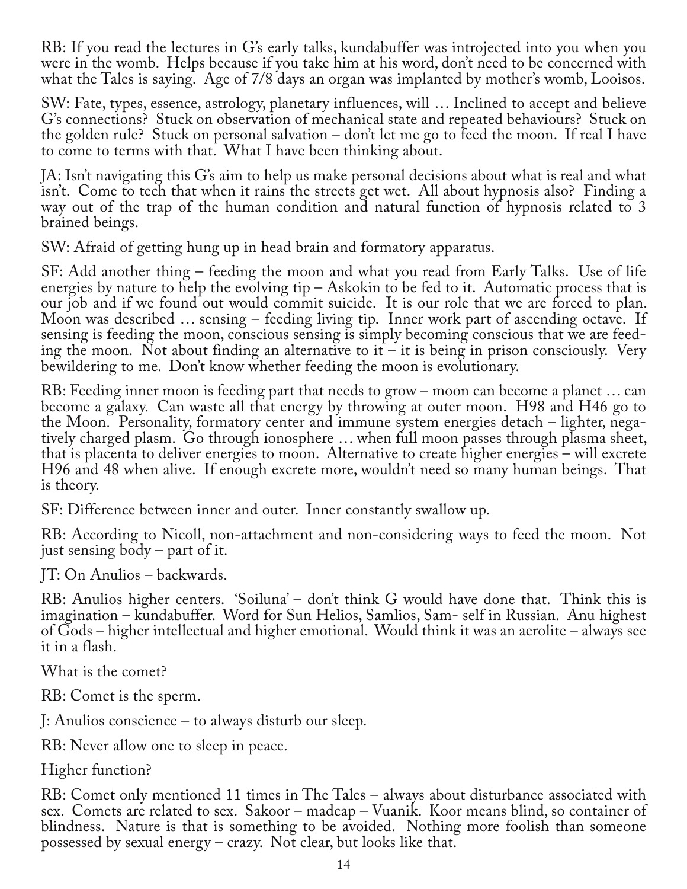RB: If you read the lectures in G's early talks, kundabuffer was introjected into you when you were in the womb. Helps because if you take him at his word, don't need to be concerned with what the Tales is saying. Age of 7/8 days an organ was implanted by mother's womb, Looisos.

SW: Fate, types, essence, astrology, planetary influences, will … Inclined to accept and believe G's connections? Stuck on observation of mechanical state and repeated behaviours? Stuck on the golden rule? Stuck on personal salvation – don't let me go to feed the moon. If real I have to come to terms with that. What I have been thinking about.

JA: Isn't navigating this G's aim to help us make personal decisions about what is real and what isn't. Come to tech that when it rains the streets get wet. All about hypnosis also? Finding a way out of the trap of the human condition and natural function of hypnosis related to 3 brained beings.

SW: Afraid of getting hung up in head brain and formatory apparatus.

SF: Add another thing – feeding the moon and what you read from Early Talks. Use of life energies by nature to help the evolving tip – Askokin to be fed to it. Automatic process that is our job and if we found out would commit suicide. It is our role that we are forced to plan. Moon was described … sensing – feeding living tip. Inner work part of ascending octave. If sensing is feeding the moon, conscious sensing is simply becoming conscious that we are feeding the moon. Not about finding an alternative to it – it is being in prison consciously. Very bewildering to me. Don't know whether feeding the moon is evolutionary.

RB: Feeding inner moon is feeding part that needs to grow – moon can become a planet … can become a galaxy. Can waste all that energy by throwing at outer moon. H98 and H46 go to the Moon. Personality, formatory center and immune system energies detach – lighter, negatively charged plasm. Go through ionosphere … when full moon passes through plasma sheet, that is placenta to deliver energies to moon. Alternative to create higher energies – will excrete H96 and 48 when alive. If enough excrete more, wouldn't need so many human beings. That is theory.

SF: Difference between inner and outer. Inner constantly swallow up.

RB: According to Nicoll, non-attachment and non-considering ways to feed the moon. Not just sensing body – part of it.

JT: On Anulios – backwards.

RB: Anulios higher centers. 'Soiluna' – don't think G would have done that. Think this is imagination – kundabuffer. Word for Sun Helios, Samlios, Sam- self in Russian. Anu highest of Gods – higher intellectual and higher emotional. Would think it was an aerolite – always see it in a flash.

What is the comet?

RB: Comet is the sperm.

J: Anulios conscience – to always disturb our sleep.

RB: Never allow one to sleep in peace.

Higher function?

RB: Comet only mentioned 11 times in The Tales – always about disturbance associated with sex. Comets are related to sex. Sakoor – madcap – Vuanik. Koor means blind, so container of blindness. Nature is that is something to be avoided. Nothing more foolish than someone possessed by sexual energy – crazy. Not clear, but looks like that.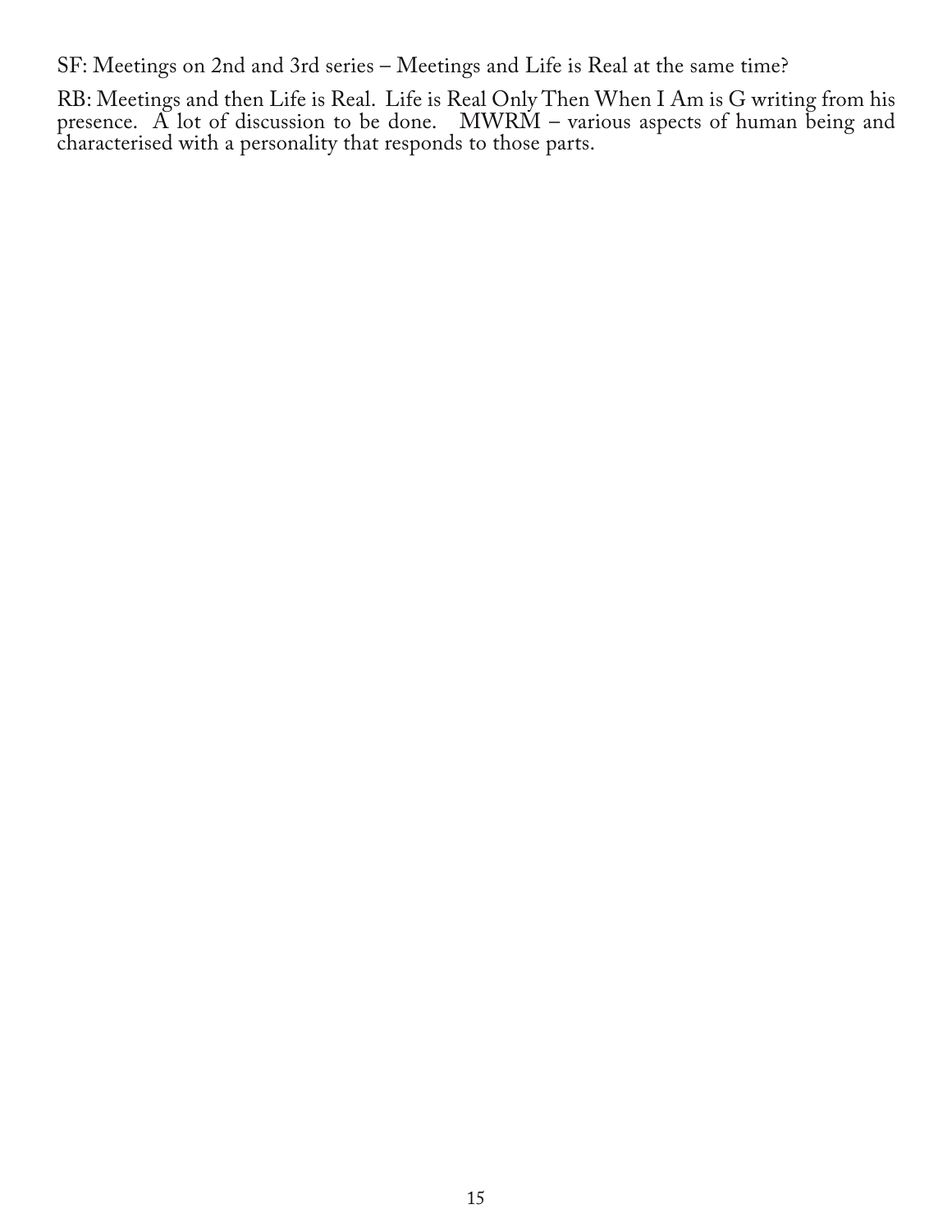SF: Meetings on 2nd and 3rd series – Meetings and Life is Real at the same time?

RB: Meetings and then Life is Real. Life is Real Only Then When I Am is G writing from his presence. A lot of discussion to be done. MWRM – various aspects of human being and characterised with a personality that responds to those parts.